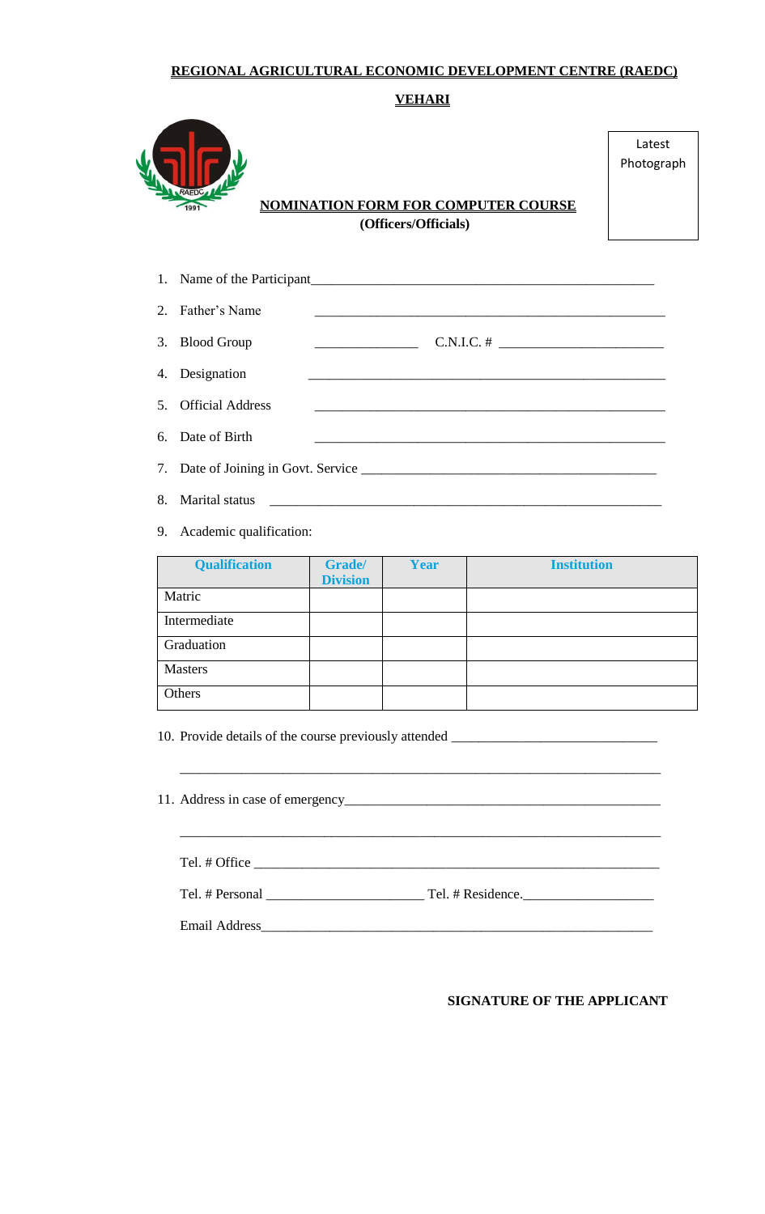**REGIONAL AGRICULTURAL ECONOMIC DEVELOPMENT CENTRE (RAEDC)**

**VEHARI**

Latest Photograph

**NOMINATION FORM FOR COMPUTER COURSE**

**(Officers/Officials)**

1. Name of the Participant___________________________________________________
2. Father's Name ___________________________________________________
3. Blood Group _______________ C.N.I.C. # ________________________
4. Designation ___________________________________________________
5. Official Address ___________________________________________________
6. Date of Birth ___________________________________________________
7. Date of Joining in Govt. Service ___________________________________________
8. Marital status ___________________________________________________
9. Academic qualification:

| Qualification | Grade/ Division | Year | Institution |
|---|---|---|---|
| Matric | | | |
| Intermediate | | | |
| Graduation | | | |
| Masters | | | |
| Others | | | |

10. Provide details of the course previously attended ______________________________

    ______________________________________________________________________

11. Address in case of emergency_______________________________________________

    ______________________________________________________________________

    Tel. # Office ___________________________________________________________

    Tel. # Personal _______________________ Tel. # Residence.___________________

    Email Address___________________________________________________________

**SIGNATURE OF THE APPLICANT**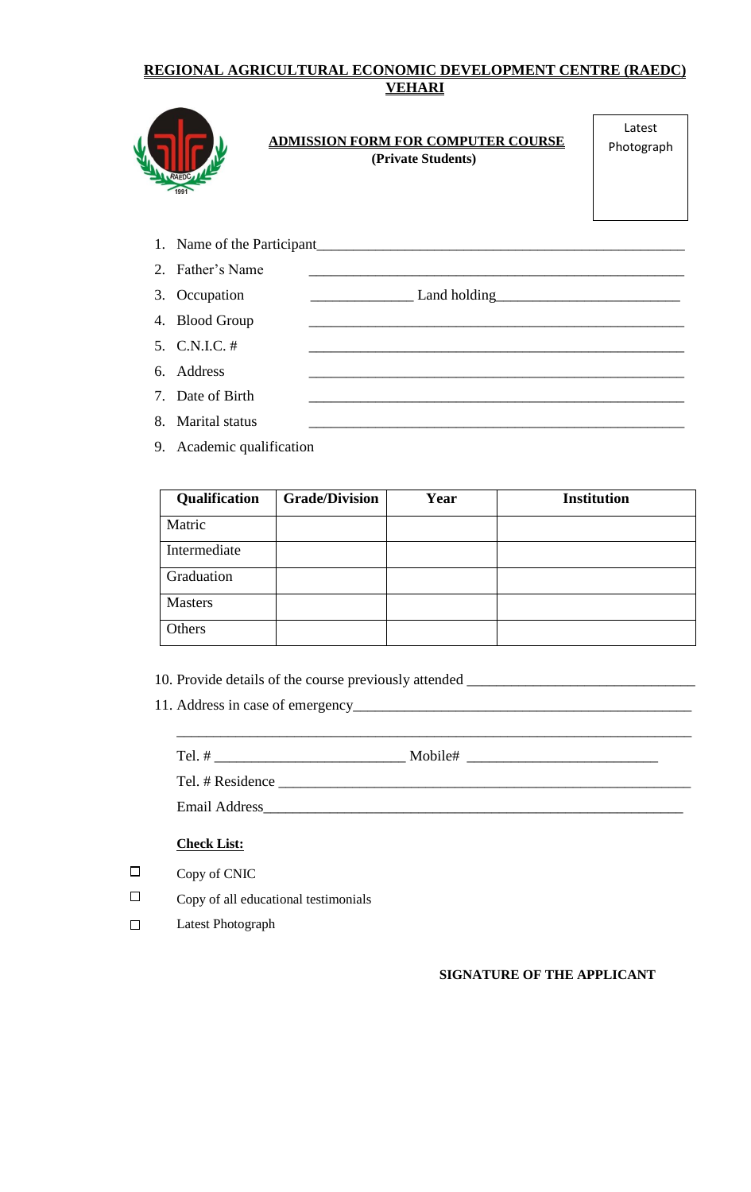# REGIONAL AGRICULTURAL ECONOMIC DEVELOPMENT CENTRE (RAEDC) VEHARI

## ADMISSION FORM FOR COMPUTER COURSE

**(Private Students)**

Latest Photograph

1. Name of the Participant\_\_\_\_\_\_\_\_\_\_\_\_\_\_\_\_\_\_\_\_\_\_\_\_\_\_\_\_\_\_\_\_\_\_\_\_\_\_\_\_\_\_\_\_\_\_\_\_
2. Father's Name \_\_\_\_\_\_\_\_\_\_\_\_\_\_\_\_\_\_\_\_\_\_\_\_\_\_\_\_\_\_\_\_\_\_\_\_\_\_\_\_\_\_\_\_\_\_\_\_\_\_
3. Occupation \_\_\_\_\_\_\_\_\_\_\_\_\_\_ Land holding\_\_\_\_\_\_\_\_\_\_\_\_\_\_\_\_\_\_\_\_\_\_\_\_\_\_
4. Blood Group \_\_\_\_\_\_\_\_\_\_\_\_\_\_\_\_\_\_\_\_\_\_\_\_\_\_\_\_\_\_\_\_\_\_\_\_\_\_\_\_\_\_\_\_\_\_\_\_\_\_
5. C.N.I.C. # \_\_\_\_\_\_\_\_\_\_\_\_\_\_\_\_\_\_\_\_\_\_\_\_\_\_\_\_\_\_\_\_\_\_\_\_\_\_\_\_\_\_\_\_\_\_\_\_\_\_
6. Address \_\_\_\_\_\_\_\_\_\_\_\_\_\_\_\_\_\_\_\_\_\_\_\_\_\_\_\_\_\_\_\_\_\_\_\_\_\_\_\_\_\_\_\_\_\_\_\_\_\_
7. Date of Birth \_\_\_\_\_\_\_\_\_\_\_\_\_\_\_\_\_\_\_\_\_\_\_\_\_\_\_\_\_\_\_\_\_\_\_\_\_\_\_\_\_\_\_\_\_\_\_\_\_\_
8. Marital status \_\_\_\_\_\_\_\_\_\_\_\_\_\_\_\_\_\_\_\_\_\_\_\_\_\_\_\_\_\_\_\_\_\_\_\_\_\_\_\_\_\_\_\_\_\_\_\_\_\_
9. Academic qualification

| Qualification | Grade/Division | Year | Institution |
|---|---|---|---|
| Matric | | | |
| Intermediate | | | |
| Graduation | | | |
| Masters | | | |
| Others | | | |

10. Provide details of the course previously attended \_\_\_\_\_\_\_\_\_\_\_\_\_\_\_\_\_\_\_\_\_\_\_\_\_\_\_\_\_\_\_
11. Address in case of emergency\_\_\_\_\_\_\_\_\_\_\_\_\_\_\_\_\_\_\_\_\_\_\_\_\_\_\_\_\_\_\_\_\_\_\_\_\_\_\_\_\_\_\_\_\_\_

    \_\_\_\_\_\_\_\_\_\_\_\_\_\_\_\_\_\_\_\_\_\_\_\_\_\_\_\_\_\_\_\_\_\_\_\_\_\_\_\_\_\_\_\_\_\_\_\_\_\_\_\_\_\_\_\_\_\_\_\_\_\_\_\_\_\_\_\_

    Tel. # \_\_\_\_\_\_\_\_\_\_\_\_\_\_\_\_\_\_\_\_\_\_\_\_\_\_ Mobile# \_\_\_\_\_\_\_\_\_\_\_\_\_\_\_\_\_\_\_\_\_\_\_\_\_\_

    Tel. # Residence \_\_\_\_\_\_\_\_\_\_\_\_\_\_\_\_\_\_\_\_\_\_\_\_\_\_\_\_\_\_\_\_\_\_\_\_\_\_\_\_\_\_\_\_\_\_\_\_\_\_\_\_\_\_\_\_\_\_

    Email Address\_\_\_\_\_\_\_\_\_\_\_\_\_\_\_\_\_\_\_\_\_\_\_\_\_\_\_\_\_\_\_\_\_\_\_\_\_\_\_\_\_\_\_\_\_\_\_\_\_\_\_\_\_\_\_\_\_\_

**Check List:**

- ☐ Copy of CNIC
- ☐ Copy of all educational testimonials
- ☐ Latest Photograph

**SIGNATURE OF THE APPLICANT**